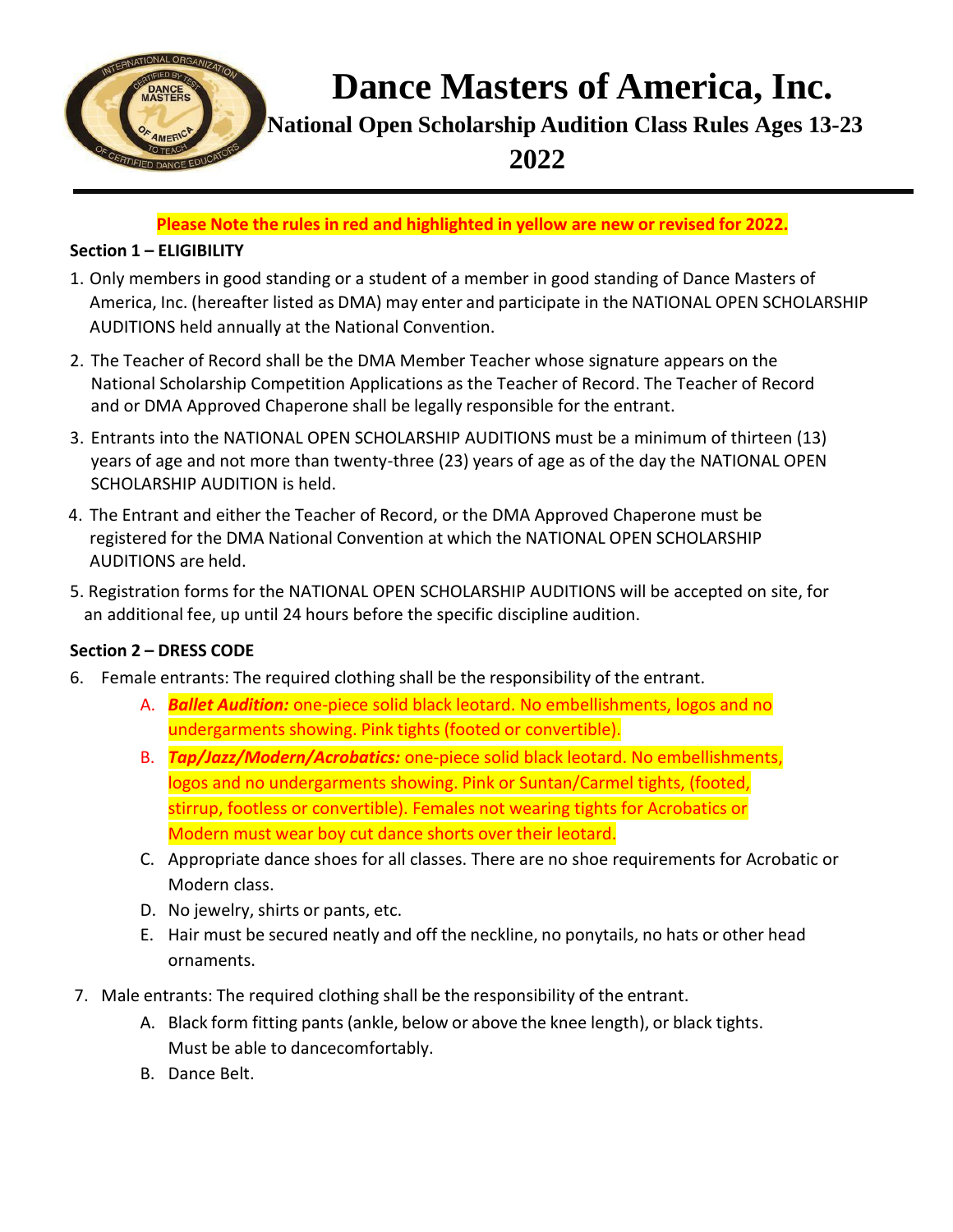# Dance Masters of America, Inc.

## National Open Scholarship Audition Class Rules Ages 13-23

## 2022

**Please Note the rules in red and highlighted in yellow are new or revised for 2022.**

**Section 1 – ELIGIBILITY**

1. Only members in good standing or a student of a member in good standing of Dance Masters of America, Inc. (hereafter listed as DMA) may enter and participate in the NATIONAL OPEN SCHOLARSHIP AUDITIONS held annually at the National Convention.
2. The Teacher of Record shall be the DMA Member Teacher whose signature appears on the National Scholarship Competition Applications as the Teacher of Record. The Teacher of Record and or DMA Approved Chaperone shall be legally responsible for the entrant.
3. Entrants into the NATIONAL OPEN SCHOLARSHIP AUDITIONS must be a minimum of thirteen (13) years of age and not more than twenty-three (23) years of age as of the day the NATIONAL OPEN SCHOLARSHIP AUDITION is held.
4. The Entrant and either the Teacher of Record, or the DMA Approved Chaperone must be registered for the DMA National Convention at which the NATIONAL OPEN SCHOLARSHIP AUDITIONS are held.
5. Registration forms for the NATIONAL OPEN SCHOLARSHIP AUDITIONS will be accepted on site, for an additional fee, up until 24 hours before the specific discipline audition.

**Section 2 – DRESS CODE**

6. Female entrants: The required clothing shall be the responsibility of the entrant.
   - A. ***Ballet Audition:*** one-piece solid black leotard. No embellishments, logos and no undergarments showing. Pink tights (footed or convertible).
   - B. ***Tap/Jazz/Modern/Acrobatics:*** one-piece solid black leotard. No embellishments, logos and no undergarments showing. Pink or Suntan/Carmel tights, (footed, stirrup, footless or convertible). Females not wearing tights for Acrobatics or Modern must wear boy cut dance shorts over their leotard.
   - C. Appropriate dance shoes for all classes. There are no shoe requirements for Acrobatic or Modern class.
   - D. No jewelry, shirts or pants, etc.
   - E. Hair must be secured neatly and off the neckline, no ponytails, no hats or other head ornaments.
7. Male entrants: The required clothing shall be the responsibility of the entrant.
   - A. Black form fitting pants (ankle, below or above the knee length), or black tights. Must be able to dancecomfortably.
   - B. Dance Belt.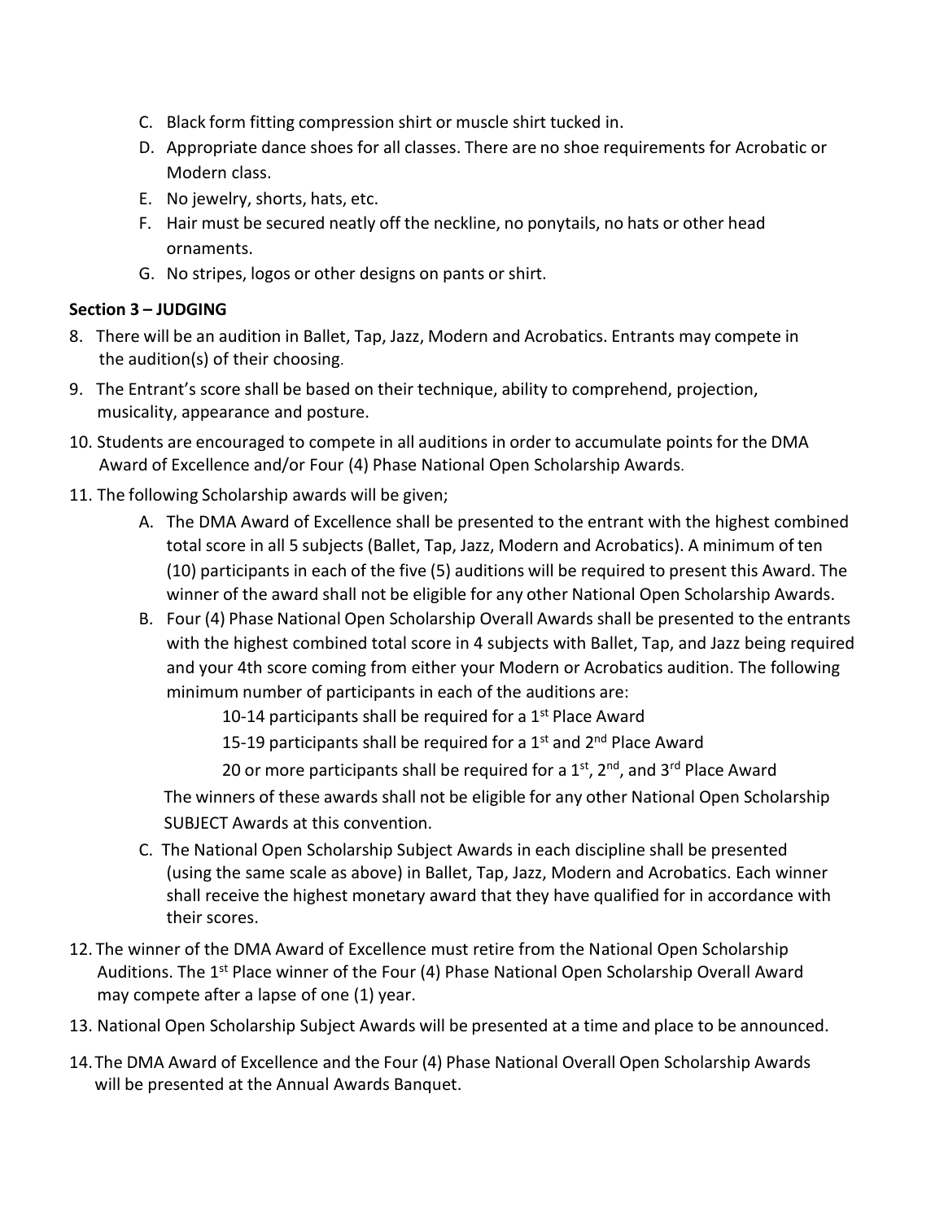C. Black form fitting compression shirt or muscle shirt tucked in.
D. Appropriate dance shoes for all classes. There are no shoe requirements for Acrobatic or Modern class.
E. No jewelry, shorts, hats, etc.
F. Hair must be secured neatly off the neckline, no ponytails, no hats or other head ornaments.
G. No stripes, logos or other designs on pants or shirt.

**Section 3 – JUDGING**

8. There will be an audition in Ballet, Tap, Jazz, Modern and Acrobatics. Entrants may compete in the audition(s) of their choosing.
9. The Entrant's score shall be based on their technique, ability to comprehend, projection, musicality, appearance and posture.
10. Students are encouraged to compete in all auditions in order to accumulate points for the DMA Award of Excellence and/or Four (4) Phase National Open Scholarship Awards.
11. The following Scholarship awards will be given;
    A. The DMA Award of Excellence shall be presented to the entrant with the highest combined total score in all 5 subjects (Ballet, Tap, Jazz, Modern and Acrobatics). A minimum of ten (10) participants in each of the five (5) auditions will be required to present this Award. The winner of the award shall not be eligible for any other National Open Scholarship Awards.
    B. Four (4) Phase National Open Scholarship Overall Awards shall be presented to the entrants with the highest combined total score in 4 subjects with Ballet, Tap, and Jazz being required and your 4th score coming from either your Modern or Acrobatics audition. The following minimum number of participants in each of the auditions are:

       10-14 participants shall be required for a 1st Place Award

       15-19 participants shall be required for a 1st and 2nd Place Award

       20 or more participants shall be required for a 1st, 2nd, and 3rd Place Award

       The winners of these awards shall not be eligible for any other National Open Scholarship SUBJECT Awards at this convention.
    C. The National Open Scholarship Subject Awards in each discipline shall be presented (using the same scale as above) in Ballet, Tap, Jazz, Modern and Acrobatics. Each winner shall receive the highest monetary award that they have qualified for in accordance with their scores.
12. The winner of the DMA Award of Excellence must retire from the National Open Scholarship Auditions. The 1st Place winner of the Four (4) Phase National Open Scholarship Overall Award may compete after a lapse of one (1) year.
13. National Open Scholarship Subject Awards will be presented at a time and place to be announced.
14. The DMA Award of Excellence and the Four (4) Phase National Overall Open Scholarship Awards will be presented at the Annual Awards Banquet.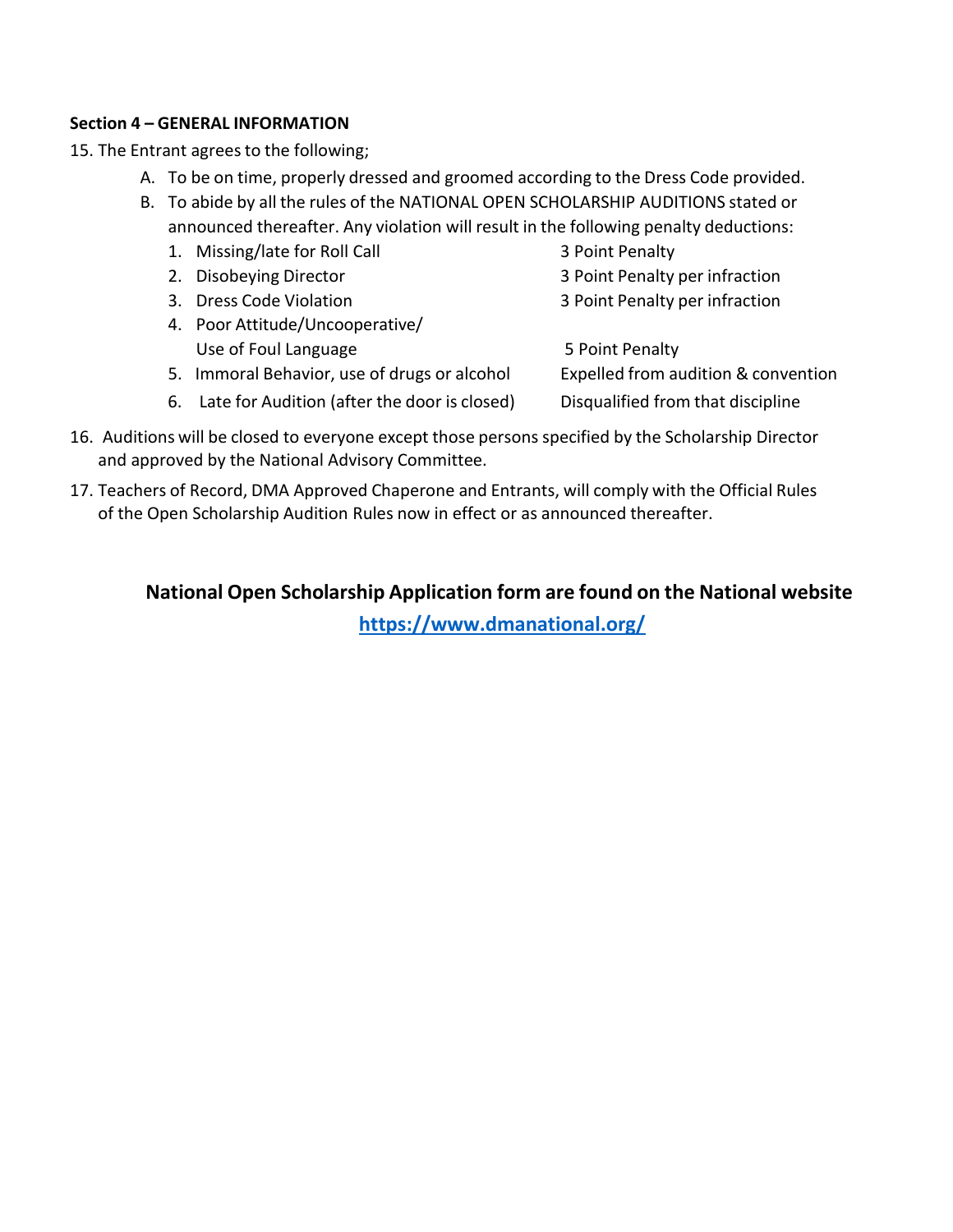**Section 4 – GENERAL INFORMATION**

15. The Entrant agrees to the following;
    A. To be on time, properly dressed and groomed according to the Dress Code provided.
    B. To abide by all the rules of the NATIONAL OPEN SCHOLARSHIP AUDITIONS stated or announced thereafter. Any violation will result in the following penalty deductions:

| | |
|---|---|
| 1. Missing/late for Roll Call | 3 Point Penalty |
| 2. Disobeying Director | 3 Point Penalty per infraction |
| 3. Dress Code Violation | 3 Point Penalty per infraction |
| 4. Poor Attitude/Uncooperative/ Use of Foul Language | 5 Point Penalty |
| 5. Immoral Behavior, use of drugs or alcohol | Expelled from audition & convention |
| 6. Late for Audition (after the door is closed) | Disqualified from that discipline |

16. Auditions will be closed to everyone except those persons specified by the Scholarship Director and approved by the National Advisory Committee.
17. Teachers of Record, DMA Approved Chaperone and Entrants, will comply with the Official Rules of the Open Scholarship Audition Rules now in effect or as announced thereafter.

**National Open Scholarship Application form are found on the National website**

**https://www.dmanational.org/**